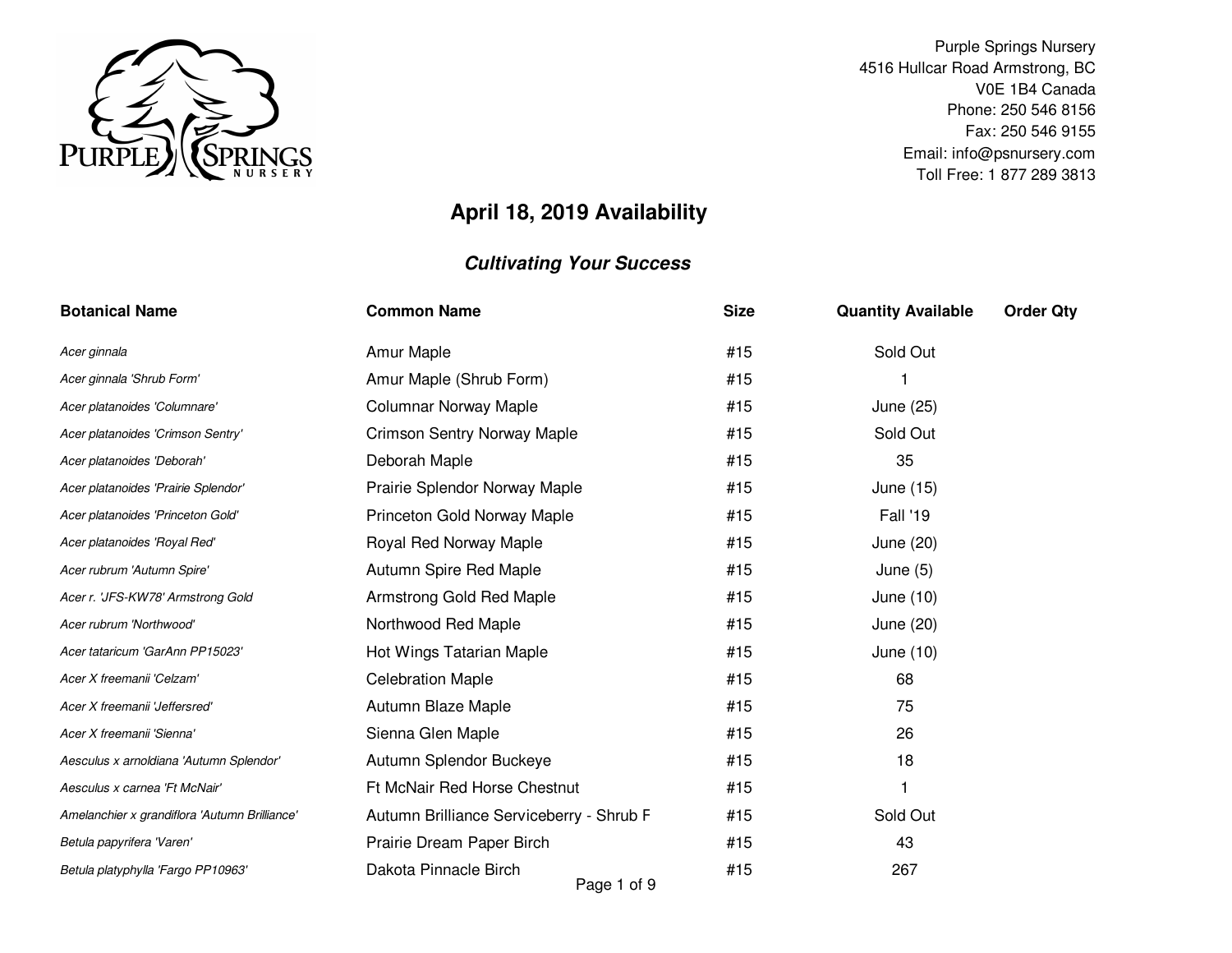Purple Springs Nursery
4516 Hullcar Road Armstrong, BC
V0E 1B4 Canada
Phone: 250 546 8156
Fax: 250 546 9155
Email: info@psnursery.com
Toll Free: 1 877 289 3813

# April 18, 2019 Availability

## *Cultivating Your Success*

| Botanical Name | Common Name | Size | Quantity Available | Order Qty |
|---|---|---|---|---|
| *Acer ginnala* | Amur Maple | #15 | Sold Out | |
| *Acer ginnala 'Shrub Form'* | Amur Maple (Shrub Form) | #15 | 1 | |
| *Acer platanoides 'Columnare'* | Columnar Norway Maple | #15 | June (25) | |
| *Acer platanoides 'Crimson Sentry'* | Crimson Sentry Norway Maple | #15 | Sold Out | |
| *Acer platanoides 'Deborah'* | Deborah Maple | #15 | 35 | |
| *Acer platanoides 'Prairie Splendor'* | Prairie Splendor Norway Maple | #15 | June (15) | |
| *Acer platanoides 'Princeton Gold'* | Princeton Gold Norway Maple | #15 | Fall '19 | |
| *Acer platanoides 'Royal Red'* | Royal Red Norway Maple | #15 | June (20) | |
| *Acer rubrum 'Autumn Spire'* | Autumn Spire Red Maple | #15 | June (5) | |
| *Acer r. 'JFS-KW78' Armstrong Gold* | Armstrong Gold Red Maple | #15 | June (10) | |
| *Acer rubrum 'Northwood'* | Northwood Red Maple | #15 | June (20) | |
| *Acer tataricum 'GarAnn PP15023'* | Hot Wings Tatarian Maple | #15 | June (10) | |
| *Acer X freemanii 'Celzam'* | Celebration Maple | #15 | 68 | |
| *Acer X freemanii 'Jeffersred'* | Autumn Blaze Maple | #15 | 75 | |
| *Acer X freemanii 'Sienna'* | Sienna Glen Maple | #15 | 26 | |
| *Aesculus x arnoldiana 'Autumn Splendor'* | Autumn Splendor Buckeye | #15 | 18 | |
| *Aesculus x carnea 'Ft McNair'* | Ft McNair Red Horse Chestnut | #15 | 1 | |
| *Amelanchier x grandiflora 'Autumn Brilliance'* | Autumn Brilliance Serviceberry - Shrub F | #15 | Sold Out | |
| *Betula papyrifera 'Varen'* | Prairie Dream Paper Birch | #15 | 43 | |
| *Betula platyphylla 'Fargo PP10963'* | Dakota Pinnacle Birch | #15 | 267 | |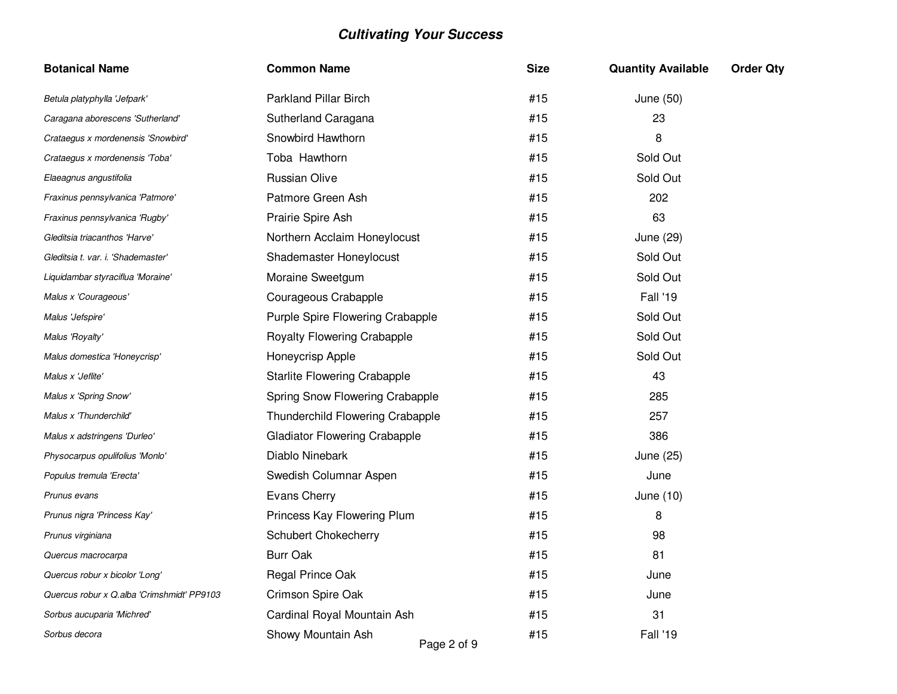## *Cultivating Your Success*

| Botanical Name | Common Name | Size | Quantity Available | Order Qty |
|---|---|---|---|---|
| *Betula platyphylla 'Jefpark'* | Parkland Pillar Birch | #15 | June (50) | |
| *Caragana aborescens 'Sutherland'* | Sutherland Caragana | #15 | 23 | |
| *Crataegus x mordenensis 'Snowbird'* | Snowbird Hawthorn | #15 | 8 | |
| *Crataegus x mordenensis 'Toba'* | Toba  Hawthorn | #15 | Sold Out | |
| *Elaeagnus angustifolia* | Russian Olive | #15 | Sold Out | |
| *Fraxinus pennsylvanica 'Patmore'* | Patmore Green Ash | #15 | 202 | |
| *Fraxinus pennsylvanica 'Rugby'* | Prairie Spire Ash | #15 | 63 | |
| *Gleditsia triacanthos 'Harve'* | Northern Acclaim Honeylocust | #15 | June (29) | |
| *Gleditsia t. var. i. 'Shademaster'* | Shademaster Honeylocust | #15 | Sold Out | |
| *Liquidambar styraciflua 'Moraine'* | Moraine Sweetgum | #15 | Sold Out | |
| *Malus x 'Courageous'* | Courageous Crabapple | #15 | Fall '19 | |
| *Malus 'Jefspire'* | Purple Spire Flowering Crabapple | #15 | Sold Out | |
| *Malus 'Royalty'* | Royalty Flowering Crabapple | #15 | Sold Out | |
| *Malus domestica 'Honeycrisp'* | Honeycrisp Apple | #15 | Sold Out | |
| *Malus x 'Jeflite'* | Starlite Flowering Crabapple | #15 | 43 | |
| *Malus x 'Spring Snow'* | Spring Snow Flowering Crabapple | #15 | 285 | |
| *Malus x 'Thunderchild'* | Thunderchild Flowering Crabapple | #15 | 257 | |
| *Malus x adstringens 'Durleo'* | Gladiator Flowering Crabapple | #15 | 386 | |
| *Physocarpus opulifolius 'Monlo'* | Diablo Ninebark | #15 | June (25) | |
| *Populus tremula 'Erecta'* | Swedish Columnar Aspen | #15 | June | |
| *Prunus evans* | Evans Cherry | #15 | June (10) | |
| *Prunus nigra 'Princess Kay'* | Princess Kay Flowering Plum | #15 | 8 | |
| *Prunus virginiana* | Schubert Chokecherry | #15 | 98 | |
| *Quercus macrocarpa* | Burr Oak | #15 | 81 | |
| *Quercus robur x bicolor 'Long'* | Regal Prince Oak | #15 | June | |
| *Quercus robur x Q.alba 'Crimshmidt' PP9103* | Crimson Spire Oak | #15 | June | |
| *Sorbus aucuparia 'Michred'* | Cardinal Royal Mountain Ash | #15 | 31 | |
| *Sorbus decora* | Showy Mountain Ash | #15 | Fall '19 | |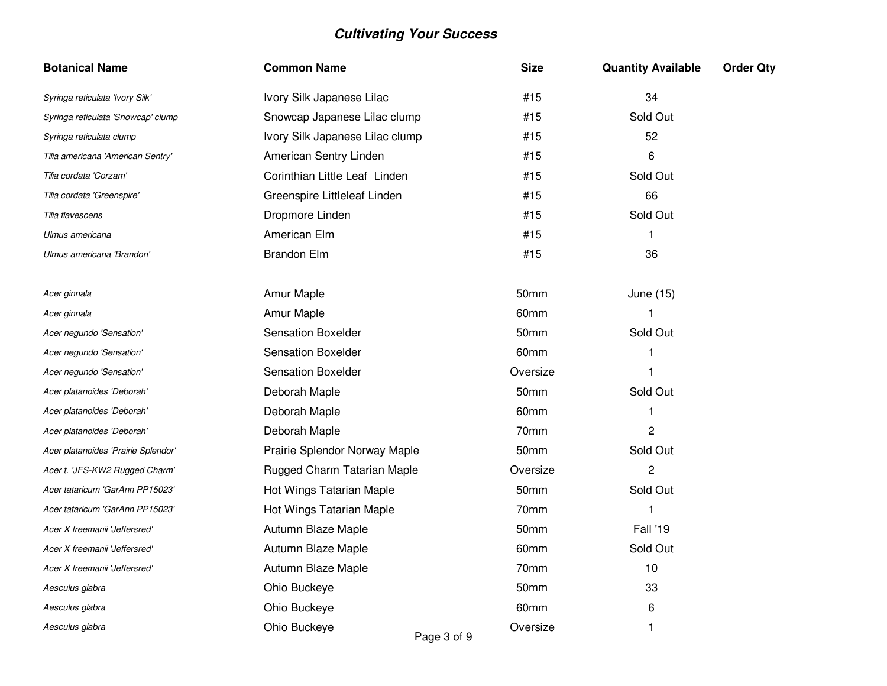| Botanical Name | Common Name | Size | Quantity Available | Order Qty |
|---|---|---|---|---|
| *Syringa reticulata 'Ivory Silk'* | Ivory Silk Japanese Lilac | #15 | 34 | |
| *Syringa reticulata 'Snowcap' clump* | Snowcap Japanese Lilac clump | #15 | Sold Out | |
| *Syringa reticulata clump* | Ivory Silk Japanese Lilac clump | #15 | 52 | |
| *Tilia americana 'American Sentry'* | American Sentry Linden | #15 | 6 | |
| *Tilia cordata 'Corzam'* | Corinthian Little Leaf Linden | #15 | Sold Out | |
| *Tilia cordata 'Greenspire'* | Greenspire Littleleaf Linden | #15 | 66 | |
| *Tilia flavescens* | Dropmore Linden | #15 | Sold Out | |
| *Ulmus americana* | American Elm | #15 | 1 | |
| *Ulmus americana 'Brandon'* | Brandon Elm | #15 | 36 | |
| | | | | |
| *Acer ginnala* | Amur Maple | 50mm | June (15) | |
| *Acer ginnala* | Amur Maple | 60mm | 1 | |
| *Acer negundo 'Sensation'* | Sensation Boxelder | 50mm | Sold Out | |
| *Acer negundo 'Sensation'* | Sensation Boxelder | 60mm | 1 | |
| *Acer negundo 'Sensation'* | Sensation Boxelder | Oversize | 1 | |
| *Acer platanoides 'Deborah'* | Deborah Maple | 50mm | Sold Out | |
| *Acer platanoides 'Deborah'* | Deborah Maple | 60mm | 1 | |
| *Acer platanoides 'Deborah'* | Deborah Maple | 70mm | 2 | |
| *Acer platanoides 'Prairie Splendor'* | Prairie Splendor Norway Maple | 50mm | Sold Out | |
| *Acer t. 'JFS-KW2 Rugged Charm'* | Rugged Charm Tatarian Maple | Oversize | 2 | |
| *Acer tataricum 'GarAnn PP15023'* | Hot Wings Tatarian Maple | 50mm | Sold Out | |
| *Acer tataricum 'GarAnn PP15023'* | Hot Wings Tatarian Maple | 70mm | 1 | |
| *Acer X freemanii 'Jeffersred'* | Autumn Blaze Maple | 50mm | Fall '19 | |
| *Acer X freemanii 'Jeffersred'* | Autumn Blaze Maple | 60mm | Sold Out | |
| *Acer X freemanii 'Jeffersred'* | Autumn Blaze Maple | 70mm | 10 | |
| *Aesculus glabra* | Ohio Buckeye | 50mm | 33 | |
| *Aesculus glabra* | Ohio Buckeye | 60mm | 6 | |
| *Aesculus glabra* | Ohio Buckeye | Oversize | 1 | |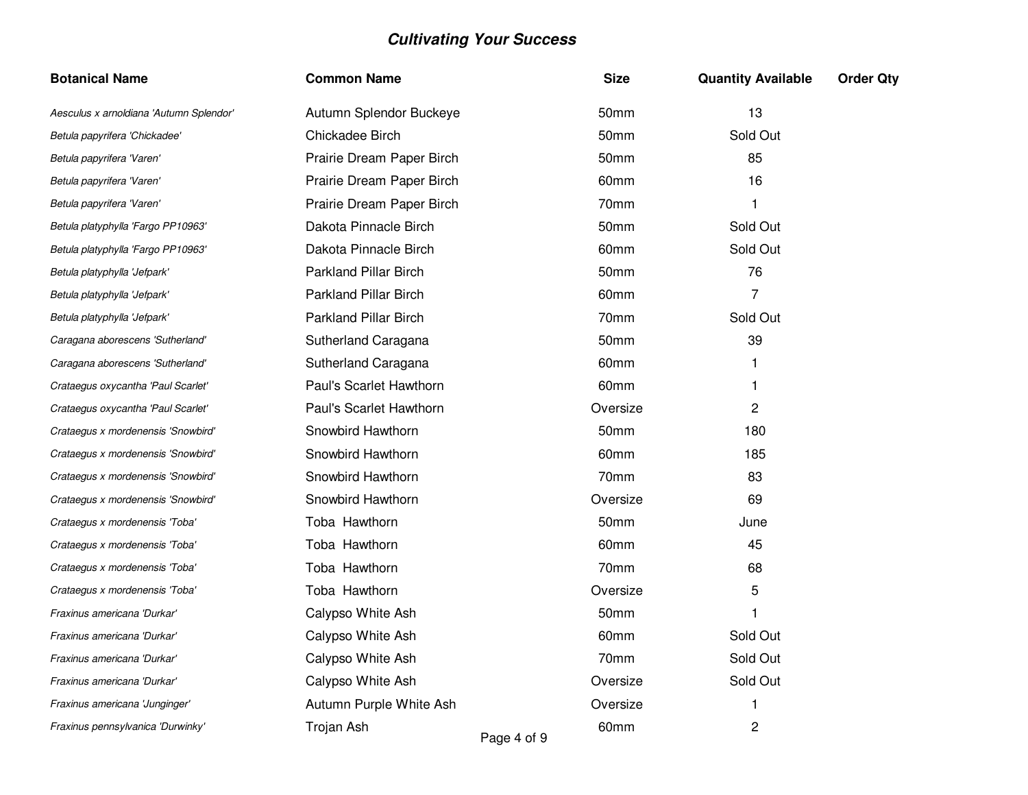| Botanical Name | Common Name | Size | Quantity Available | Order Qty |
|---|---|---|---|---|
| *Aesculus x arnoldiana 'Autumn Splendor'* | Autumn Splendor Buckeye | 50mm | 13 | |
| *Betula papyrifera 'Chickadee'* | Chickadee Birch | 50mm | Sold Out | |
| *Betula papyrifera 'Varen'* | Prairie Dream Paper Birch | 50mm | 85 | |
| *Betula papyrifera 'Varen'* | Prairie Dream Paper Birch | 60mm | 16 | |
| *Betula papyrifera 'Varen'* | Prairie Dream Paper Birch | 70mm | 1 | |
| *Betula platyphylla 'Fargo PP10963'* | Dakota Pinnacle Birch | 50mm | Sold Out | |
| *Betula platyphylla 'Fargo PP10963'* | Dakota Pinnacle Birch | 60mm | Sold Out | |
| *Betula platyphylla 'Jefpark'* | Parkland Pillar Birch | 50mm | 76 | |
| *Betula platyphylla 'Jefpark'* | Parkland Pillar Birch | 60mm | 7 | |
| *Betula platyphylla 'Jefpark'* | Parkland Pillar Birch | 70mm | Sold Out | |
| *Caragana aborescens 'Sutherland'* | Sutherland Caragana | 50mm | 39 | |
| *Caragana aborescens 'Sutherland'* | Sutherland Caragana | 60mm | 1 | |
| *Crataegus oxycantha 'Paul Scarlet'* | Paul's Scarlet Hawthorn | 60mm | 1 | |
| *Crataegus oxycantha 'Paul Scarlet'* | Paul's Scarlet Hawthorn | Oversize | 2 | |
| *Crataegus x mordenensis 'Snowbird'* | Snowbird Hawthorn | 50mm | 180 | |
| *Crataegus x mordenensis 'Snowbird'* | Snowbird Hawthorn | 60mm | 185 | |
| *Crataegus x mordenensis 'Snowbird'* | Snowbird Hawthorn | 70mm | 83 | |
| *Crataegus x mordenensis 'Snowbird'* | Snowbird Hawthorn | Oversize | 69 | |
| *Crataegus x mordenensis 'Toba'* | Toba Hawthorn | 50mm | June | |
| *Crataegus x mordenensis 'Toba'* | Toba Hawthorn | 60mm | 45 | |
| *Crataegus x mordenensis 'Toba'* | Toba Hawthorn | 70mm | 68 | |
| *Crataegus x mordenensis 'Toba'* | Toba Hawthorn | Oversize | 5 | |
| *Fraxinus americana 'Durkar'* | Calypso White Ash | 50mm | 1 | |
| *Fraxinus americana 'Durkar'* | Calypso White Ash | 60mm | Sold Out | |
| *Fraxinus americana 'Durkar'* | Calypso White Ash | 70mm | Sold Out | |
| *Fraxinus americana 'Durkar'* | Calypso White Ash | Oversize | Sold Out | |
| *Fraxinus americana 'Junginger'* | Autumn Purple White Ash | Oversize | 1 | |
| *Fraxinus pennsylvanica 'Durwinky'* | Trojan Ash | 60mm | 2 | |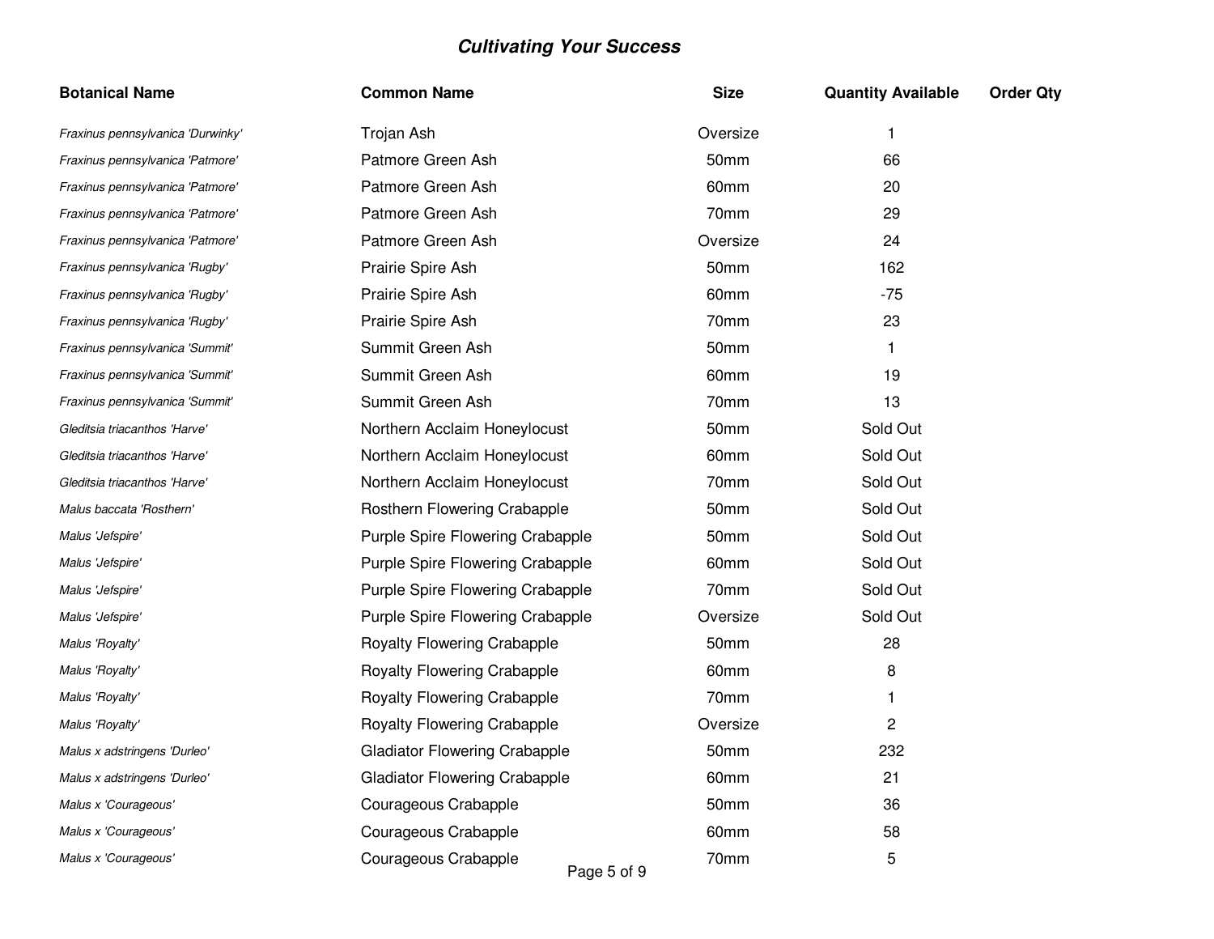| Botanical Name | Common Name | Size | Quantity Available | Order Qty |
|---|---|---|---|---|
| *Fraxinus pennsylvanica 'Durwinky'* | Trojan Ash | Oversize | 1 | |
| *Fraxinus pennsylvanica 'Patmore'* | Patmore Green Ash | 50mm | 66 | |
| *Fraxinus pennsylvanica 'Patmore'* | Patmore Green Ash | 60mm | 20 | |
| *Fraxinus pennsylvanica 'Patmore'* | Patmore Green Ash | 70mm | 29 | |
| *Fraxinus pennsylvanica 'Patmore'* | Patmore Green Ash | Oversize | 24 | |
| *Fraxinus pennsylvanica 'Rugby'* | Prairie Spire Ash | 50mm | 162 | |
| *Fraxinus pennsylvanica 'Rugby'* | Prairie Spire Ash | 60mm | -75 | |
| *Fraxinus pennsylvanica 'Rugby'* | Prairie Spire Ash | 70mm | 23 | |
| *Fraxinus pennsylvanica 'Summit'* | Summit Green Ash | 50mm | 1 | |
| *Fraxinus pennsylvanica 'Summit'* | Summit Green Ash | 60mm | 19 | |
| *Fraxinus pennsylvanica 'Summit'* | Summit Green Ash | 70mm | 13 | |
| *Gleditsia triacanthos 'Harve'* | Northern Acclaim Honeylocust | 50mm | Sold Out | |
| *Gleditsia triacanthos 'Harve'* | Northern Acclaim Honeylocust | 60mm | Sold Out | |
| *Gleditsia triacanthos 'Harve'* | Northern Acclaim Honeylocust | 70mm | Sold Out | |
| *Malus baccata 'Rosthern'* | Rosthern Flowering Crabapple | 50mm | Sold Out | |
| *Malus 'Jefspire'* | Purple Spire Flowering Crabapple | 50mm | Sold Out | |
| *Malus 'Jefspire'* | Purple Spire Flowering Crabapple | 60mm | Sold Out | |
| *Malus 'Jefspire'* | Purple Spire Flowering Crabapple | 70mm | Sold Out | |
| *Malus 'Jefspire'* | Purple Spire Flowering Crabapple | Oversize | Sold Out | |
| *Malus 'Royalty'* | Royalty Flowering Crabapple | 50mm | 28 | |
| *Malus 'Royalty'* | Royalty Flowering Crabapple | 60mm | 8 | |
| *Malus 'Royalty'* | Royalty Flowering Crabapple | 70mm | 1 | |
| *Malus 'Royalty'* | Royalty Flowering Crabapple | Oversize | 2 | |
| *Malus x adstringens 'Durleo'* | Gladiator Flowering Crabapple | 50mm | 232 | |
| *Malus x adstringens 'Durleo'* | Gladiator Flowering Crabapple | 60mm | 21 | |
| *Malus x 'Courageous'* | Courageous Crabapple | 50mm | 36 | |
| *Malus x 'Courageous'* | Courageous Crabapple | 60mm | 58 | |
| *Malus x 'Courageous'* | Courageous Crabapple | 70mm | 5 | |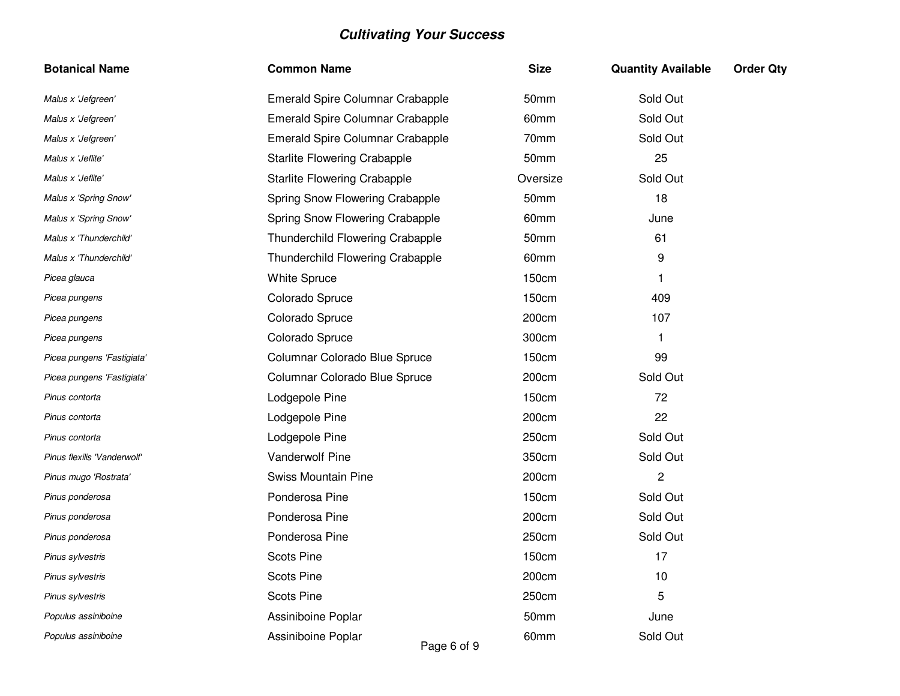### *Cultivating Your Success*

| Botanical Name | Common Name | Size | Quantity Available | Order Qty |
|---|---|---|---|---|
| *Malus x 'Jefgreen'* | Emerald Spire Columnar Crabapple | 50mm | Sold Out | |
| *Malus x 'Jefgreen'* | Emerald Spire Columnar Crabapple | 60mm | Sold Out | |
| *Malus x 'Jefgreen'* | Emerald Spire Columnar Crabapple | 70mm | Sold Out | |
| *Malus x 'Jeflite'* | Starlite Flowering Crabapple | 50mm | 25 | |
| *Malus x 'Jeflite'* | Starlite Flowering Crabapple | Oversize | Sold Out | |
| *Malus x 'Spring Snow'* | Spring Snow Flowering Crabapple | 50mm | 18 | |
| *Malus x 'Spring Snow'* | Spring Snow Flowering Crabapple | 60mm | June | |
| *Malus x 'Thunderchild'* | Thunderchild Flowering Crabapple | 50mm | 61 | |
| *Malus x 'Thunderchild'* | Thunderchild Flowering Crabapple | 60mm | 9 | |
| *Picea glauca* | White Spruce | 150cm | 1 | |
| *Picea pungens* | Colorado Spruce | 150cm | 409 | |
| *Picea pungens* | Colorado Spruce | 200cm | 107 | |
| *Picea pungens* | Colorado Spruce | 300cm | 1 | |
| *Picea pungens 'Fastigiata'* | Columnar Colorado Blue Spruce | 150cm | 99 | |
| *Picea pungens 'Fastigiata'* | Columnar Colorado Blue Spruce | 200cm | Sold Out | |
| *Pinus contorta* | Lodgepole Pine | 150cm | 72 | |
| *Pinus contorta* | Lodgepole Pine | 200cm | 22 | |
| *Pinus contorta* | Lodgepole Pine | 250cm | Sold Out | |
| *Pinus flexilis 'Vanderwolf'* | Vanderwolf Pine | 350cm | Sold Out | |
| *Pinus mugo 'Rostrata'* | Swiss Mountain Pine | 200cm | 2 | |
| *Pinus ponderosa* | Ponderosa Pine | 150cm | Sold Out | |
| *Pinus ponderosa* | Ponderosa Pine | 200cm | Sold Out | |
| *Pinus ponderosa* | Ponderosa Pine | 250cm | Sold Out | |
| *Pinus sylvestris* | Scots Pine | 150cm | 17 | |
| *Pinus sylvestris* | Scots Pine | 200cm | 10 | |
| *Pinus sylvestris* | Scots Pine | 250cm | 5 | |
| *Populus assiniboine* | Assiniboine Poplar | 50mm | June | |
| *Populus assiniboine* | Assiniboine Poplar | 60mm | Sold Out | |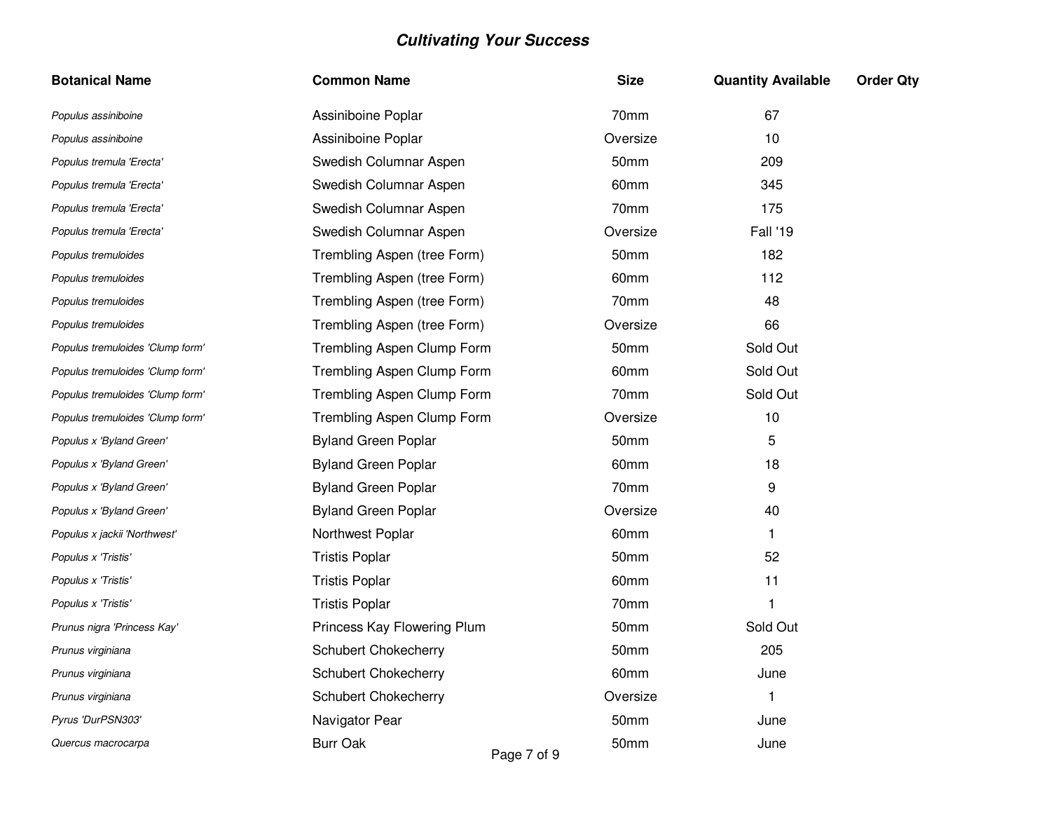## *Cultivating Your Success*

| Botanical Name | Common Name | Size | Quantity Available | Order Qty |
|---|---|---|---|---|
| *Populus assiniboine* | Assiniboine Poplar | 70mm | 67 | |
| *Populus assiniboine* | Assiniboine Poplar | Oversize | 10 | |
| *Populus tremula 'Erecta'* | Swedish Columnar Aspen | 50mm | 209 | |
| *Populus tremula 'Erecta'* | Swedish Columnar Aspen | 60mm | 345 | |
| *Populus tremula 'Erecta'* | Swedish Columnar Aspen | 70mm | 175 | |
| *Populus tremula 'Erecta'* | Swedish Columnar Aspen | Oversize | Fall '19 | |
| *Populus tremuloides* | Trembling Aspen (tree Form) | 50mm | 182 | |
| *Populus tremuloides* | Trembling Aspen (tree Form) | 60mm | 112 | |
| *Populus tremuloides* | Trembling Aspen (tree Form) | 70mm | 48 | |
| *Populus tremuloides* | Trembling Aspen (tree Form) | Oversize | 66 | |
| *Populus tremuloides 'Clump form'* | Trembling Aspen Clump Form | 50mm | Sold Out | |
| *Populus tremuloides 'Clump form'* | Trembling Aspen Clump Form | 60mm | Sold Out | |
| *Populus tremuloides 'Clump form'* | Trembling Aspen Clump Form | 70mm | Sold Out | |
| *Populus tremuloides 'Clump form'* | Trembling Aspen Clump Form | Oversize | 10 | |
| *Populus x 'Byland Green'* | Byland Green Poplar | 50mm | 5 | |
| *Populus x 'Byland Green'* | Byland Green Poplar | 60mm | 18 | |
| *Populus x 'Byland Green'* | Byland Green Poplar | 70mm | 9 | |
| *Populus x 'Byland Green'* | Byland Green Poplar | Oversize | 40 | |
| *Populus x jackii 'Northwest'* | Northwest Poplar | 60mm | 1 | |
| *Populus x 'Tristis'* | Tristis Poplar | 50mm | 52 | |
| *Populus x 'Tristis'* | Tristis Poplar | 60mm | 11 | |
| *Populus x 'Tristis'* | Tristis Poplar | 70mm | 1 | |
| *Prunus nigra 'Princess Kay'* | Princess Kay Flowering Plum | 50mm | Sold Out | |
| *Prunus virginiana* | Schubert Chokecherry | 50mm | 205 | |
| *Prunus virginiana* | Schubert Chokecherry | 60mm | June | |
| *Prunus virginiana* | Schubert Chokecherry | Oversize | 1 | |
| *Pyrus 'DurPSN303'* | Navigator Pear | 50mm | June | |
| *Quercus macrocarpa* | Burr Oak | 50mm | June | |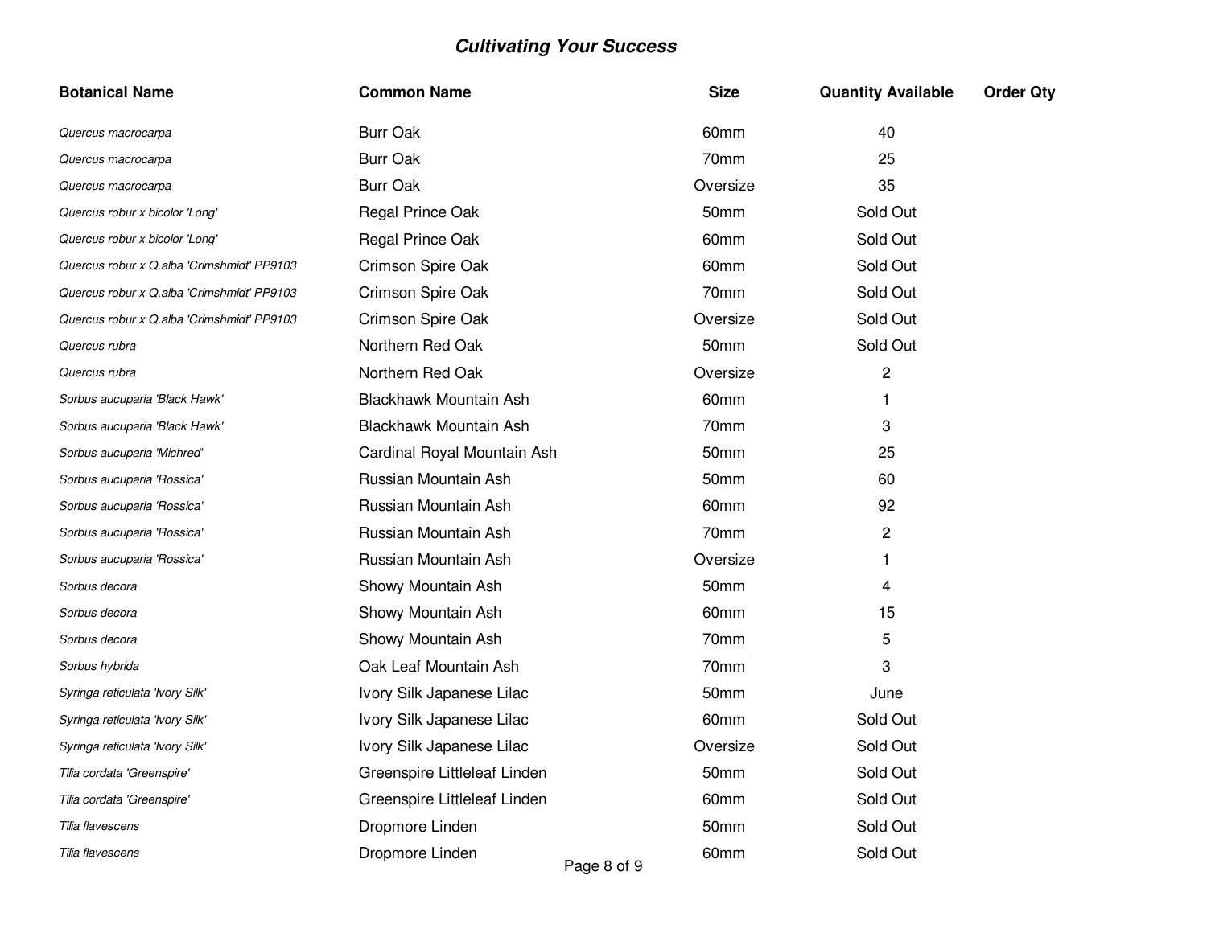## *Cultivating Your Success*

| Botanical Name | Common Name | Size | Quantity Available | Order Qty |
|---|---|---|---|---|
| *Quercus macrocarpa* | Burr Oak | 60mm | 40 | |
| *Quercus macrocarpa* | Burr Oak | 70mm | 25 | |
| *Quercus macrocarpa* | Burr Oak | Oversize | 35 | |
| *Quercus robur x bicolor 'Long'* | Regal Prince Oak | 50mm | Sold Out | |
| *Quercus robur x bicolor 'Long'* | Regal Prince Oak | 60mm | Sold Out | |
| *Quercus robur x Q.alba 'Crimshmidt' PP9103* | Crimson Spire Oak | 60mm | Sold Out | |
| *Quercus robur x Q.alba 'Crimshmidt' PP9103* | Crimson Spire Oak | 70mm | Sold Out | |
| *Quercus robur x Q.alba 'Crimshmidt' PP9103* | Crimson Spire Oak | Oversize | Sold Out | |
| *Quercus rubra* | Northern Red Oak | 50mm | Sold Out | |
| *Quercus rubra* | Northern Red Oak | Oversize | 2 | |
| *Sorbus aucuparia 'Black Hawk'* | Blackhawk Mountain Ash | 60mm | 1 | |
| *Sorbus aucuparia 'Black Hawk'* | Blackhawk Mountain Ash | 70mm | 3 | |
| *Sorbus aucuparia 'Michred'* | Cardinal Royal Mountain Ash | 50mm | 25 | |
| *Sorbus aucuparia 'Rossica'* | Russian Mountain Ash | 50mm | 60 | |
| *Sorbus aucuparia 'Rossica'* | Russian Mountain Ash | 60mm | 92 | |
| *Sorbus aucuparia 'Rossica'* | Russian Mountain Ash | 70mm | 2 | |
| *Sorbus aucuparia 'Rossica'* | Russian Mountain Ash | Oversize | 1 | |
| *Sorbus decora* | Showy Mountain Ash | 50mm | 4 | |
| *Sorbus decora* | Showy Mountain Ash | 60mm | 15 | |
| *Sorbus decora* | Showy Mountain Ash | 70mm | 5 | |
| *Sorbus hybrida* | Oak Leaf Mountain Ash | 70mm | 3 | |
| *Syringa reticulata 'Ivory Silk'* | Ivory Silk Japanese Lilac | 50mm | June | |
| *Syringa reticulata 'Ivory Silk'* | Ivory Silk Japanese Lilac | 60mm | Sold Out | |
| *Syringa reticulata 'Ivory Silk'* | Ivory Silk Japanese Lilac | Oversize | Sold Out | |
| *Tilia cordata 'Greenspire'* | Greenspire Littleleaf Linden | 50mm | Sold Out | |
| *Tilia cordata 'Greenspire'* | Greenspire Littleleaf Linden | 60mm | Sold Out | |
| *Tilia flavescens* | Dropmore Linden | 50mm | Sold Out | |
| *Tilia flavescens* | Dropmore Linden | 60mm | Sold Out | |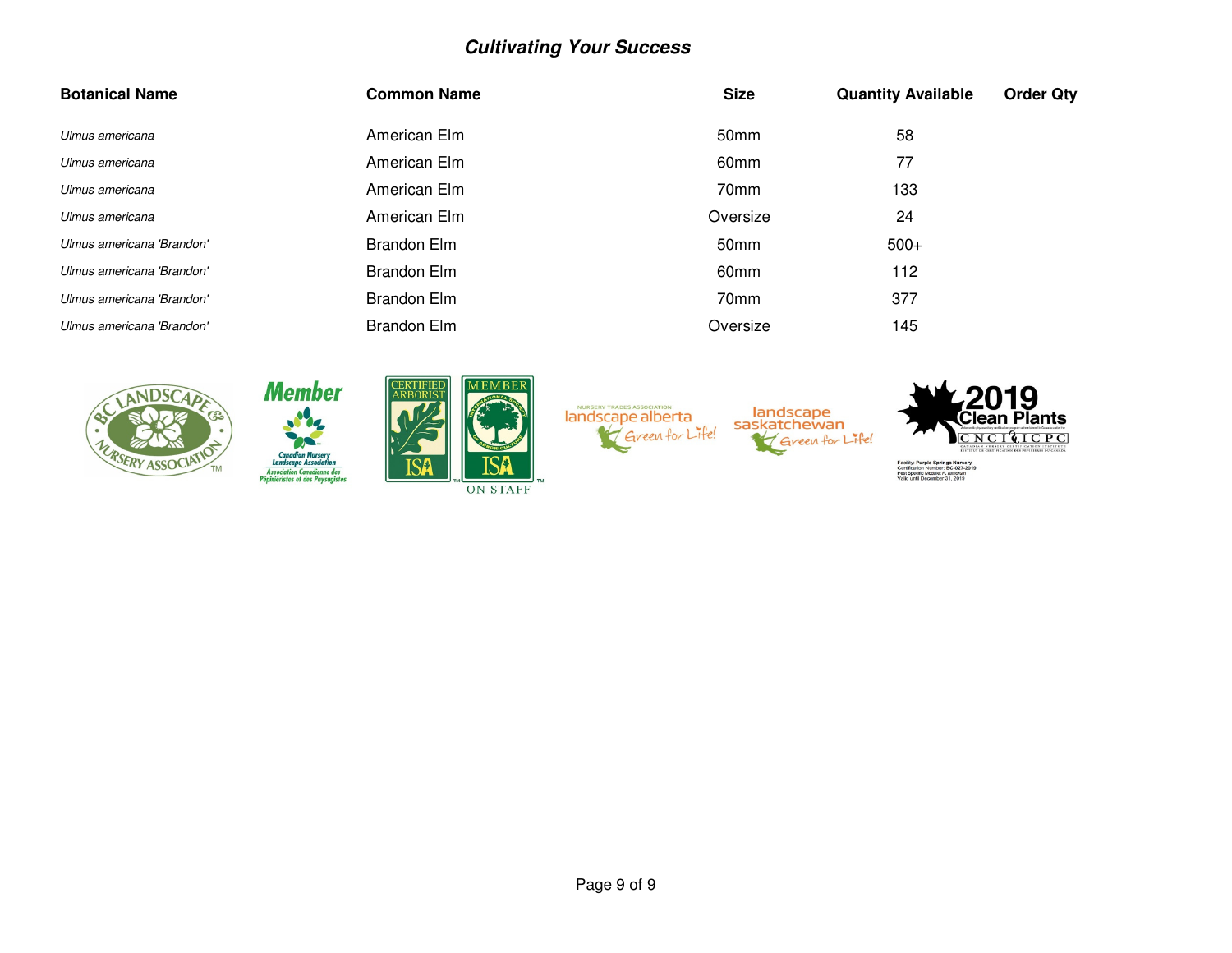| Botanical Name | Common Name | Size | Quantity Available | Order Qty |
|---|---|---|---|---|
| *Ulmus americana* | American Elm | 50mm | 58 | |
| *Ulmus americana* | American Elm | 60mm | 77 | |
| *Ulmus americana* | American Elm | 70mm | 133 | |
| *Ulmus americana* | American Elm | Oversize | 24 | |
| *Ulmus americana 'Brandon'* | Brandon Elm | 50mm | 500+ | |
| *Ulmus americana 'Brandon'* | Brandon Elm | 60mm | 112 | |
| *Ulmus americana 'Brandon'* | Brandon Elm | 70mm | 377 | |
| *Ulmus americana 'Brandon'* | Brandon Elm | Oversize | 145 | |